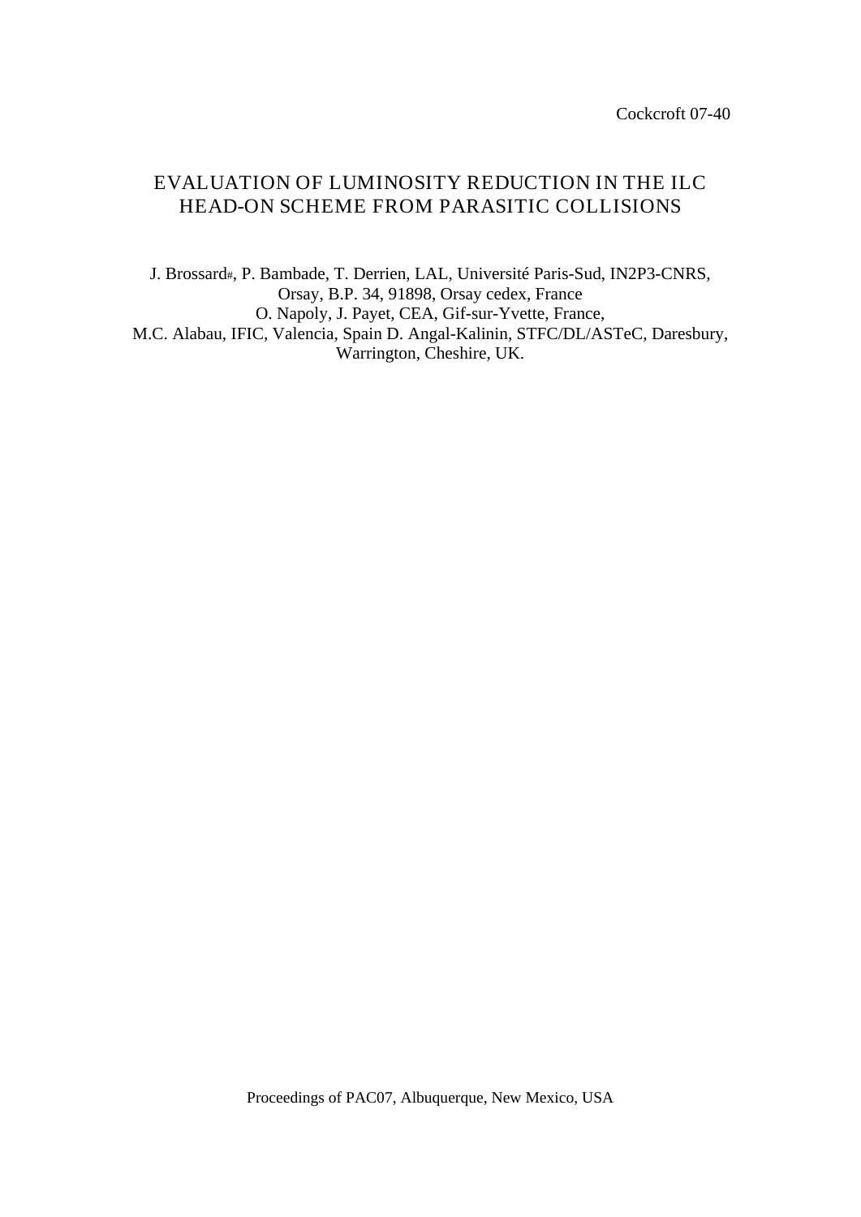Cockcroft 07-40

# EVALUATION OF LUMINOSITY REDUCTION IN THE ILC HEAD-ON SCHEME FROM PARASITIC COLLISIONS

J. Brossard#, P. Bambade, T. Derrien, LAL, Université Paris-Sud, IN2P3-CNRS, Orsay, B.P. 34, 91898, Orsay cedex, France
O. Napoly, J. Payet, CEA, Gif-sur-Yvette, France,
M.C. Alabau, IFIC, Valencia, Spain D. Angal-Kalinin, STFC/DL/ASTeC, Daresbury, Warrington, Cheshire, UK.

Proceedings of PAC07, Albuquerque, New Mexico, USA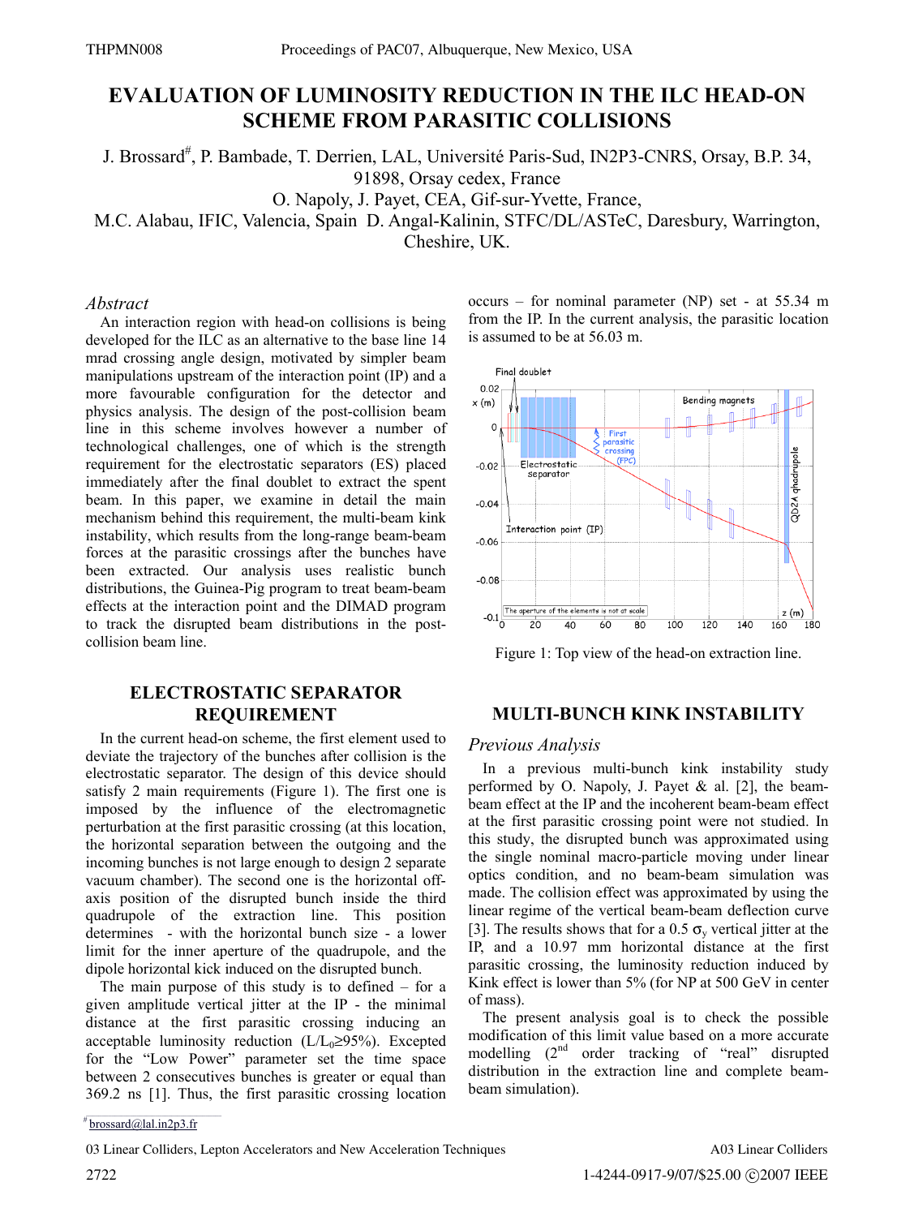# EVALUATION OF LUMINOSITY REDUCTION IN THE ILC HEAD-ON SCHEME FROM PARASITIC COLLISIONS

J. Brossard[#], P. Bambade, T. Derrien, LAL, Université Paris-Sud, IN2P3-CNRS, Orsay, B.P. 34, 91898, Orsay cedex, France
O. Napoly, J. Payet, CEA, Gif-sur-Yvette, France,
M.C. Alabau, IFIC, Valencia, Spain D. Angal-Kalinin, STFC/DL/ASTeC, Daresbury, Warrington, Cheshire, UK.

## *Abstract*

An interaction region with head-on collisions is being developed for the ILC as an alternative to the base line 14 mrad crossing angle design, motivated by simpler beam manipulations upstream of the interaction point (IP) and a more favourable configuration for the detector and physics analysis. The design of the post-collision beam line in this scheme involves however a number of technological challenges, one of which is the strength requirement for the electrostatic separators (ES) placed immediately after the final doublet to extract the spent beam. In this paper, we examine in detail the main mechanism behind this requirement, the multi-beam kink instability, which results from the long-range beam-beam forces at the parasitic crossings after the bunches have been extracted. Our analysis uses realistic bunch distributions, the Guinea-Pig program to treat beam-beam effects at the interaction point and the DIMAD program to track the disrupted beam distributions in the post-collision beam line.

## ELECTROSTATIC SEPARATOR REQUIREMENT

In the current head-on scheme, the first element used to deviate the trajectory of the bunches after collision is the electrostatic separator. The design of this device should satisfy 2 main requirements (Figure 1). The first one is imposed by the influence of the electromagnetic perturbation at the first parasitic crossing (at this location, the horizontal separation between the outgoing and the incoming bunches is not large enough to design 2 separate vacuum chamber). The second one is the horizontal off-axis position of the disrupted bunch inside the third quadrupole of the extraction line. This position determines - with the horizontal bunch size - a lower limit for the inner aperture of the quadrupole, and the dipole horizontal kick induced on the disrupted bunch.

The main purpose of this study is to defined – for a given amplitude vertical jitter at the IP - the minimal distance at the first parasitic crossing inducing an acceptable luminosity reduction ($L/L_0 \geq 95\%$). Excepted for the "Low Power" parameter set the time space between 2 consecutives bunches is greater or equal than 369.2 ns [1]. Thus, the first parasitic crossing location occurs – for nominal parameter (NP) set - at 55.34 m from the IP. In the current analysis, the parasitic location is assumed to be at 56.03 m.

Figure 1: Top view of the head-on extraction line.

## MULTI-BUNCH KINK INSTABILITY

### *Previous Analysis*

In a previous multi-bunch kink instability study performed by O. Napoly, J. Payet & al. [2], the beam-beam effect at the IP and the incoherent beam-beam effect at the first parasitic crossing point were not studied. In this study, the disrupted bunch was approximated using the single nominal macro-particle moving under linear optics condition, and no beam-beam simulation was made. The collision effect was approximated by using the linear regime of the vertical beam-beam deflection curve [3]. The results shows that for a 0.5 $\sigma_y$ vertical jitter at the IP, and a 10.97 mm horizontal distance at the first parasitic crossing, the luminosity reduction induced by Kink effect is lower than 5% (for NP at 500 GeV in center of mass).

The present analysis goal is to check the possible modification of this limit value based on a more accurate modelling (2[nd] order tracking of "real" disrupted distribution in the extraction line and complete beam-beam simulation).

[#] brossard@lal.in2p3.fr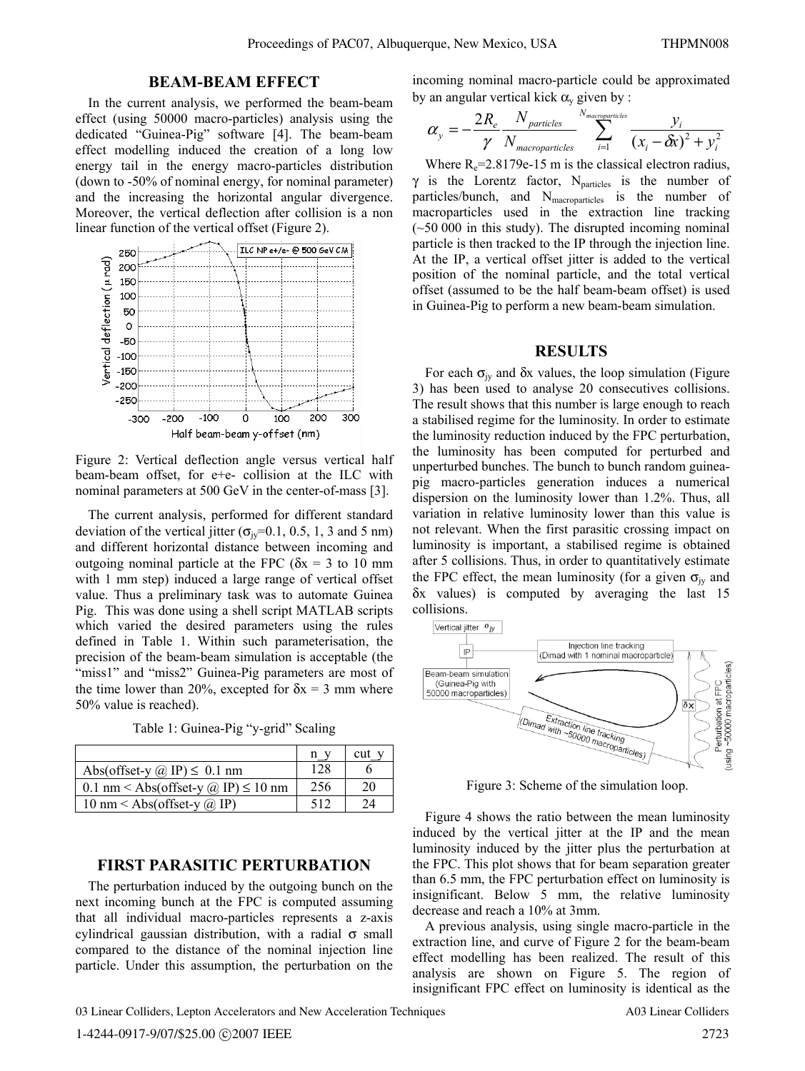## BEAM-BEAM EFFECT

In the current analysis, we performed the beam-beam effect (using 50000 macro-particles) analysis using the dedicated "Guinea-Pig" software [4]. The beam-beam effect modelling induced the creation of a long low energy tail in the energy macro-particles distribution (down to -50% of nominal energy, for nominal parameter) and the increasing the horizontal angular divergence. Moreover, the vertical deflection after collision is a non linear function of the vertical offset (Figure 2).

Figure 2: Vertical deflection angle versus vertical half beam-beam offset, for e+e- collision at the ILC with nominal parameters at 500 GeV in the center-of-mass [3].

The current analysis, performed for different standard deviation of the vertical jitter ($\sigma_{jy}$=0.1, 0.5, 1, 3 and 5 nm) and different horizontal distance between incoming and outgoing nominal particle at the FPC ($\delta x$ = 3 to 10 mm with 1 mm step) induced a large range of vertical offset value. Thus a preliminary task was to automate Guinea Pig. This was done using a shell script MATLAB scripts which varied the desired parameters using the rules defined in Table 1. Within such parameterisation, the precision of the beam-beam simulation is acceptable (the "miss1" and "miss2" Guinea-Pig parameters are most of the time lower than 20%, excepted for $\delta x$ = 3 mm where 50% value is reached).

Table 1: Guinea-Pig "y-grid" Scaling

| | n_y | cut_y |
|---|---|---|
| Abs(offset-y @ IP) ≤ 0.1 nm | 128 | 6 |
| 0.1 nm < Abs(offset-y @ IP) ≤ 10 nm | 256 | 20 |
| 10 nm < Abs(offset-y @ IP) | 512 | 24 |

## FIRST PARASITIC PERTURBATION

The perturbation induced by the outgoing bunch on the next incoming bunch at the FPC is computed assuming that all individual macro-particles represents a z-axis cylindrical gaussian distribution, with a radial $\sigma$ small compared to the distance of the nominal injection line particle. Under this assumption, the perturbation on the incoming nominal macro-particle could be approximated by an angular vertical kick $\alpha_y$ given by :

$$\alpha_y = -\frac{2R_e}{\gamma} \frac{N_{particles}}{N_{macroparticles}} \sum_{i=1}^{N_{macroparticles}} \frac{y_i}{(x_i - \delta x)^2 + y_i^2}$$

Where $R_e$=2.8179e-15 m is the classical electron radius, $\gamma$ is the Lorentz factor, $N_{particles}$ is the number of particles/bunch, and $N_{macroparticles}$ is the number of macroparticles used in the extraction line tracking (~50 000 in this study). The disrupted incoming nominal particle is then tracked to the IP through the injection line. At the IP, a vertical offset jitter is added to the vertical position of the nominal particle, and the total vertical offset (assumed to be the half beam-beam offset) is used in Guinea-Pig to perform a new beam-beam simulation.

## RESULTS

For each $\sigma_{jy}$ and $\delta x$ values, the loop simulation (Figure 3) has been used to analyse 20 consecutives collisions. The result shows that this number is large enough to reach a stabilised regime for the luminosity. In order to estimate the luminosity reduction induced by the FPC perturbation, the luminosity has been computed for perturbed and unperturbed bunches. The bunch to bunch random guinea-pig macro-particles generation induces a numerical dispersion on the luminosity lower than 1.2%. Thus, all variation in relative luminosity lower than this value is not relevant. When the first parasitic crossing impact on luminosity is important, a stabilised regime is obtained after 5 collisions. Thus, in order to quantitatively estimate the FPC effect, the mean luminosity (for a given $\sigma_{jy}$ and $\delta x$ values) is computed by averaging the last 15 collisions.

Figure 3: Scheme of the simulation loop.

Figure 4 shows the ratio between the mean luminosity induced by the vertical jitter at the IP and the mean luminosity induced by the jitter plus the perturbation at the FPC. This plot shows that for beam separation greater than 6.5 mm, the FPC perturbation effect on luminosity is insignificant. Below 5 mm, the relative luminosity decrease and reach a 10% at 3mm.

A previous analysis, using single macro-particle in the extraction line, and curve of Figure 2 for the beam-beam effect modelling has been realized. The result of this analysis are shown on Figure 5. The region of insignificant FPC effect on luminosity is identical as the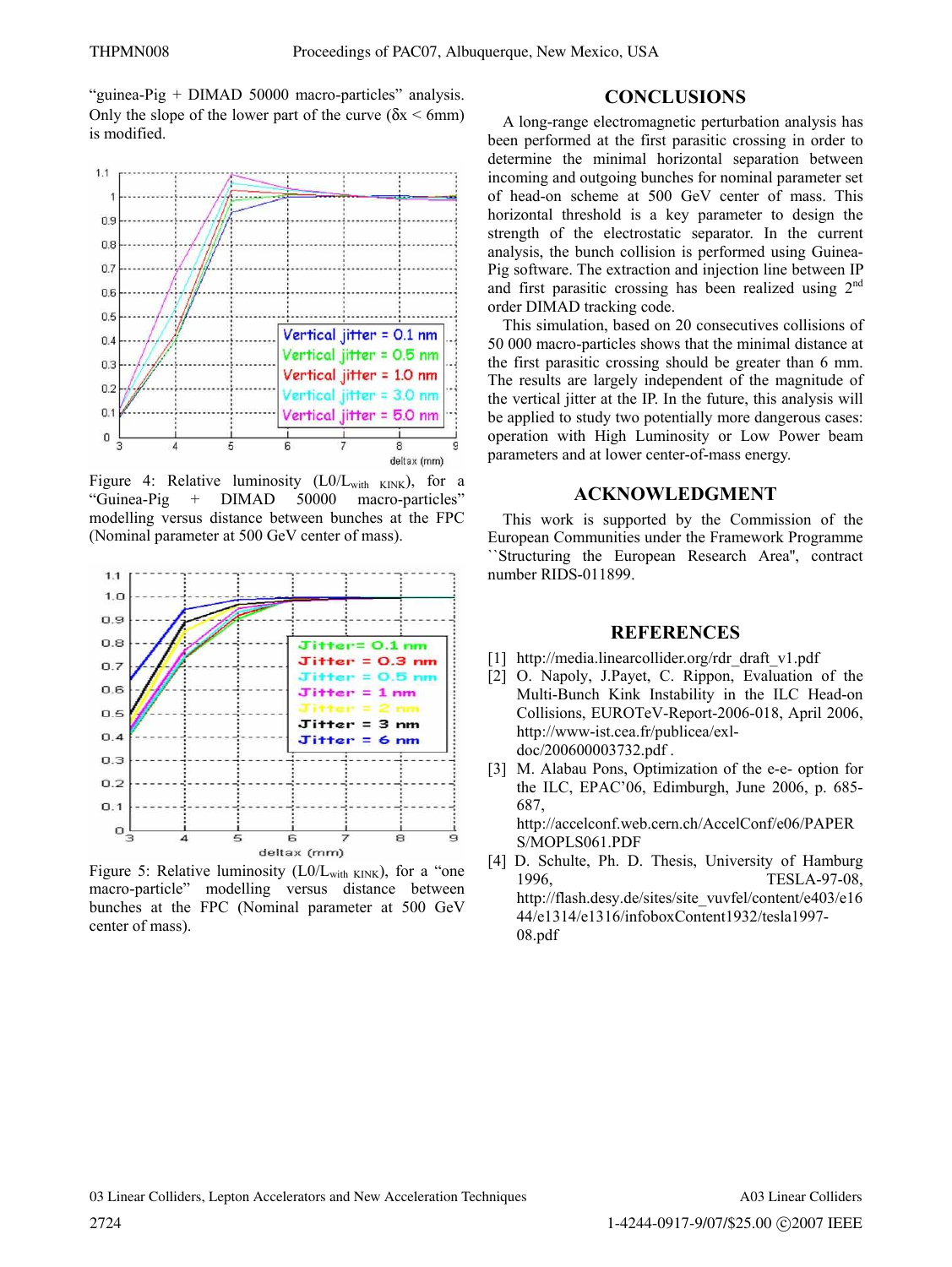"guinea-Pig + DIMAD 50000 macro-particles" analysis. Only the slope of the lower part of the curve ($\delta x$ < 6mm) is modified.

1.1
1
0.9
0.8
0.7
0.6
0.5
0.4
0.3
0.2
0.1
0
3 4 5 6 7 8 9
deltax (mm)
Vertical jitter = 0.1 nm
Vertical jitter = 0.5 nm
Vertical jitter = 1.0 nm
Vertical jitter = 3.0 nm
Vertical jitter = 5.0 nm

Figure 4: Relative luminosity ($L0/L_{with\ KINK}$), for a "Guinea-Pig + DIMAD 50000 macro-particles" modelling versus distance between bunches at the FPC (Nominal parameter at 500 GeV center of mass).

1.1
1.0
0.9
0.8
0.7
0.6
0.5
0.4
0.3
0.2
0.1
0
3 4 5 6 7 8 9
deltax (mm)
Jitter= 0.1 nm
Jitter = 0.3 nm
Jitter = 0.5 nm
Jitter = 1 nm
Jitter = 2 nm
Jitter = 3 nm
Jitter = 6 nm

Figure 5: Relative luminosity ($L0/L_{with\ KINK}$), for a "one macro-particle" modelling versus distance between bunches at the FPC (Nominal parameter at 500 GeV center of mass).

## CONCLUSIONS

A long-range electromagnetic perturbation analysis has been performed at the first parasitic crossing in order to determine the minimal horizontal separation between incoming and outgoing bunches for nominal parameter set of head-on scheme at 500 GeV center of mass. This horizontal threshold is a key parameter to design the strength of the electrostatic separator. In the current analysis, the bunch collision is performed using Guinea-Pig software. The extraction and injection line between IP and first parasitic crossing has been realized using 2nd order DIMAD tracking code.

This simulation, based on 20 consecutives collisions of 50 000 macro-particles shows that the minimal distance at the first parasitic crossing should be greater than 6 mm. The results are largely independent of the magnitude of the vertical jitter at the IP. In the future, this analysis will be applied to study two potentially more dangerous cases: operation with High Luminosity or Low Power beam parameters and at lower center-of-mass energy.

## ACKNOWLEDGMENT

This work is supported by the Commission of the European Communities under the Framework Programme ``Structuring the European Research Area'', contract number RIDS-011899.

## REFERENCES

[1] http://media.linearcollider.org/rdr_draft_v1.pdf

[2] O. Napoly, J.Payet, C. Rippon, Evaluation of the Multi-Bunch Kink Instability in the ILC Head-on Collisions, EUROTeV-Report-2006-018, April 2006, http://www-ist.cea.fr/publicea/exl-doc/200600003732.pdf .

[3] M. Alabau Pons, Optimization of the e-e- option for the ILC, EPAC'06, Edimburgh, June 2006, p. 685-687, http://accelconf.web.cern.ch/AccelConf/e06/PAPERS/MOPLS061.PDF

[4] D. Schulte, Ph. D. Thesis, University of Hamburg 1996, TESLA-97-08, http://flash.desy.de/sites/site_vuvfel/content/e403/e1644/e1314/e1316/infoboxContent1932/tesla1997-08.pdf